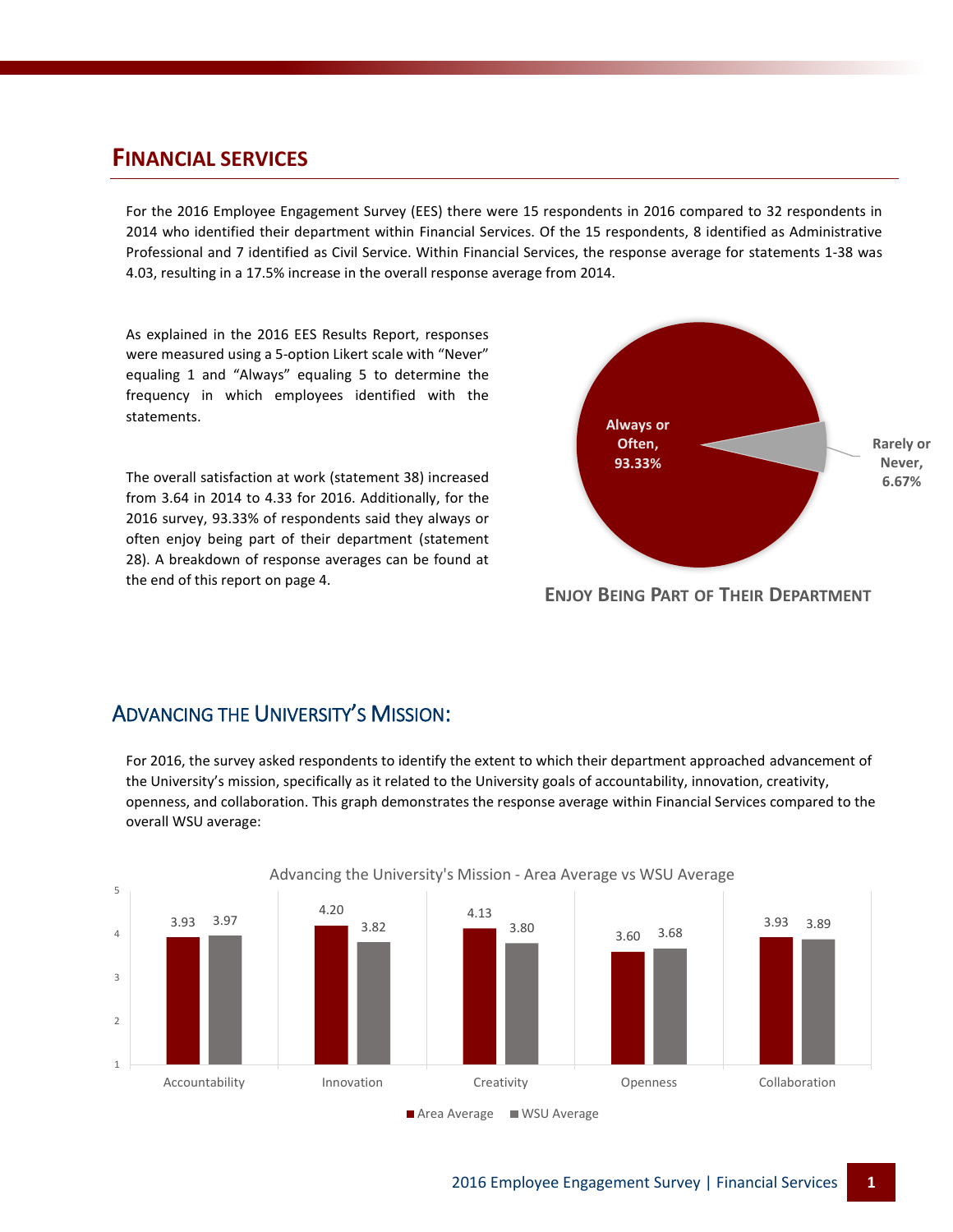# FINANCIAL SERVICES

For the 2016 Employee Engagement Survey (EES) there were 15 respondents in 2016 compared to 32 respondents in 2014 who identified their department within Financial Services. Of the 15 respondents, 8 identified as Administrative Professional and 7 identified as Civil Service. Within Financial Services, the response average for statements 1-38 was 4.03, resulting in a 17.5% increase in the overall response average from 2014.

As explained in the 2016 EES Results Report, responses were measured using a 5-option Likert scale with "Never" equaling 1 and "Always" equaling 5 to determine the frequency in which employees identified with the statements.

The overall satisfaction at work (statement 38) increased from 3.64 in 2014 to 4.33 for 2016. Additionally, for the 2016 survey, 93.33% of respondents said they always or often enjoy being part of their department (statement 28). A breakdown of response averages can be found at the end of this report on page 4.

| Response | Percentage |
| --- | --- |
| Always or Often | 93.33% |
| Rarely or Never | 6.67% |

ENJOY BEING PART OF THEIR DEPARTMENT

## ADVANCING THE UNIVERSITY'S MISSION:

For 2016, the survey asked respondents to identify the extent to which their department approached advancement of the University's mission, specifically as it related to the University goals of accountability, innovation, creativity, openness, and collaboration. This graph demonstrates the response average within Financial Services compared to the overall WSU average:

Advancing the University's Mission - Area Average vs WSU Average

| | Area Average | WSU Average |
| --- | --- | --- |
| Accountability | 3.93 | 3.97 |
| Innovation | 4.20 | 3.82 |
| Creativity | 4.13 | 3.80 |
| Openness | 3.60 | 3.68 |
| Collaboration | 3.93 | 3.89 |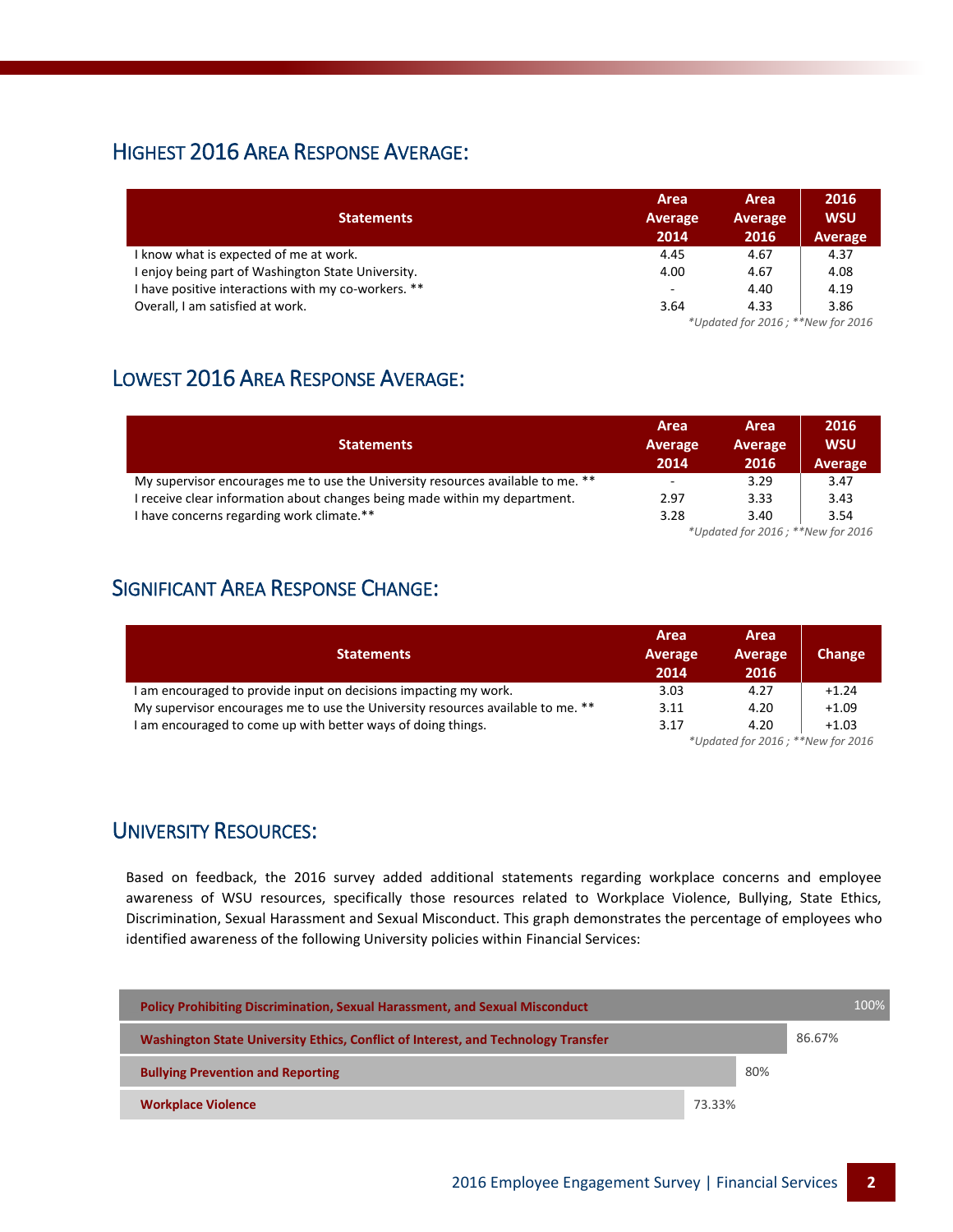## Highest 2016 Area Response Average:

| Statements | Area Average 2014 | Area Average 2016 | 2016 WSU Average |
|---|---|---|---|
| I know what is expected of me at work. | 4.45 | 4.67 | 4.37 |
| I enjoy being part of Washington State University. | 4.00 | 4.67 | 4.08 |
| I have positive interactions with my co-workers. ** | - | 4.40 | 4.19 |
| Overall, I am satisfied at work. | 3.64 | 4.33 | 3.86 |

*Updated for 2016 ; **New for 2016

## Lowest 2016 Area Response Average:

| Statements | Area Average 2014 | Area Average 2016 | 2016 WSU Average |
|---|---|---|---|
| My supervisor encourages me to use the University resources available to me. ** | - | 3.29 | 3.47 |
| I receive clear information about changes being made within my department. | 2.97 | 3.33 | 3.43 |
| I have concerns regarding work climate.** | 3.28 | 3.40 | 3.54 |

*Updated for 2016 ; **New for 2016

## Significant Area Response Change:

| Statements | Area Average 2014 | Area Average 2016 | Change |
|---|---|---|---|
| I am encouraged to provide input on decisions impacting my work. | 3.03 | 4.27 | +1.24 |
| My supervisor encourages me to use the University resources available to me. ** | 3.11 | 4.20 | +1.09 |
| I am encouraged to come up with better ways of doing things. | 3.17 | 4.20 | +1.03 |

*Updated for 2016 ; **New for 2016

## University Resources:

Based on feedback, the 2016 survey added additional statements regarding workplace concerns and employee awareness of WSU resources, specifically those resources related to Workplace Violence, Bullying, State Ethics, Discrimination, Sexual Harassment and Sexual Misconduct. This graph demonstrates the percentage of employees who identified awareness of the following University policies within Financial Services:

| Policy | Percentage |
|---|---|
| Policy Prohibiting Discrimination, Sexual Harassment, and Sexual Misconduct | 100% |
| Washington State University Ethics, Conflict of Interest, and Technology Transfer | 86.67% |
| Bullying Prevention and Reporting | 80% |
| Workplace Violence | 73.33% |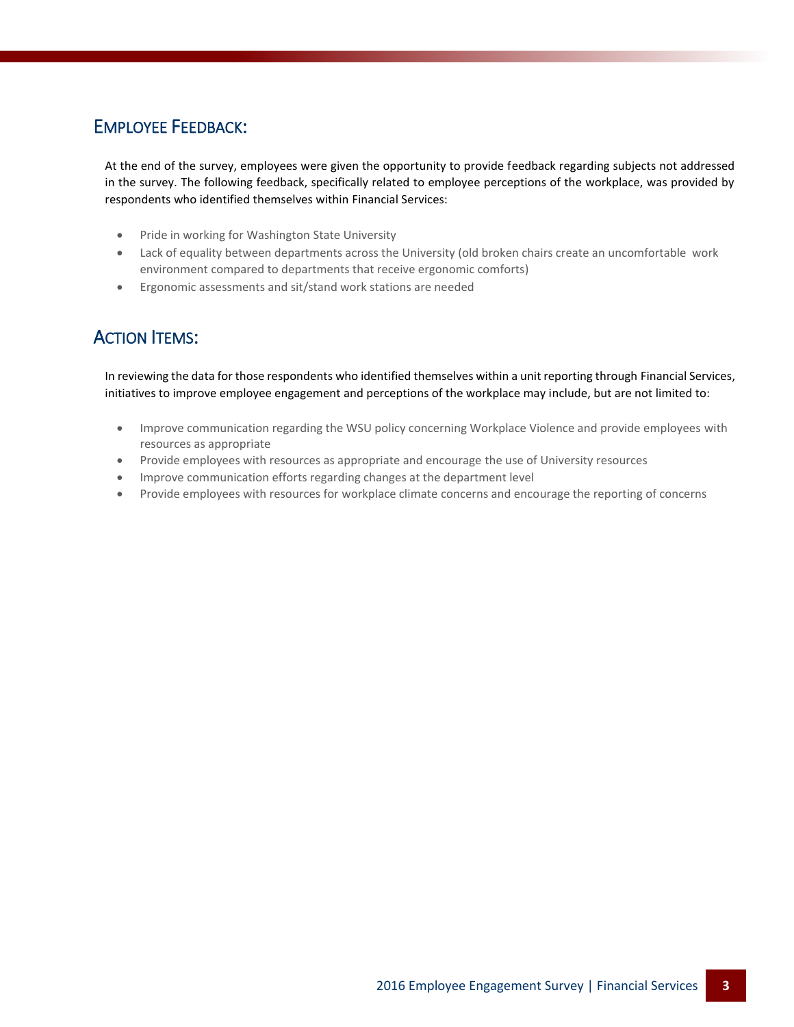## Employee Feedback:

At the end of the survey, employees were given the opportunity to provide feedback regarding subjects not addressed in the survey. The following feedback, specifically related to employee perceptions of the workplace, was provided by respondents who identified themselves within Financial Services:

- Pride in working for Washington State University
- Lack of equality between departments across the University (old broken chairs create an uncomfortable work environment compared to departments that receive ergonomic comforts)
- Ergonomic assessments and sit/stand work stations are needed

## Action Items:

In reviewing the data for those respondents who identified themselves within a unit reporting through Financial Services, initiatives to improve employee engagement and perceptions of the workplace may include, but are not limited to:

- Improve communication regarding the WSU policy concerning Workplace Violence and provide employees with resources as appropriate
- Provide employees with resources as appropriate and encourage the use of University resources
- Improve communication efforts regarding changes at the department level
- Provide employees with resources for workplace climate concerns and encourage the reporting of concerns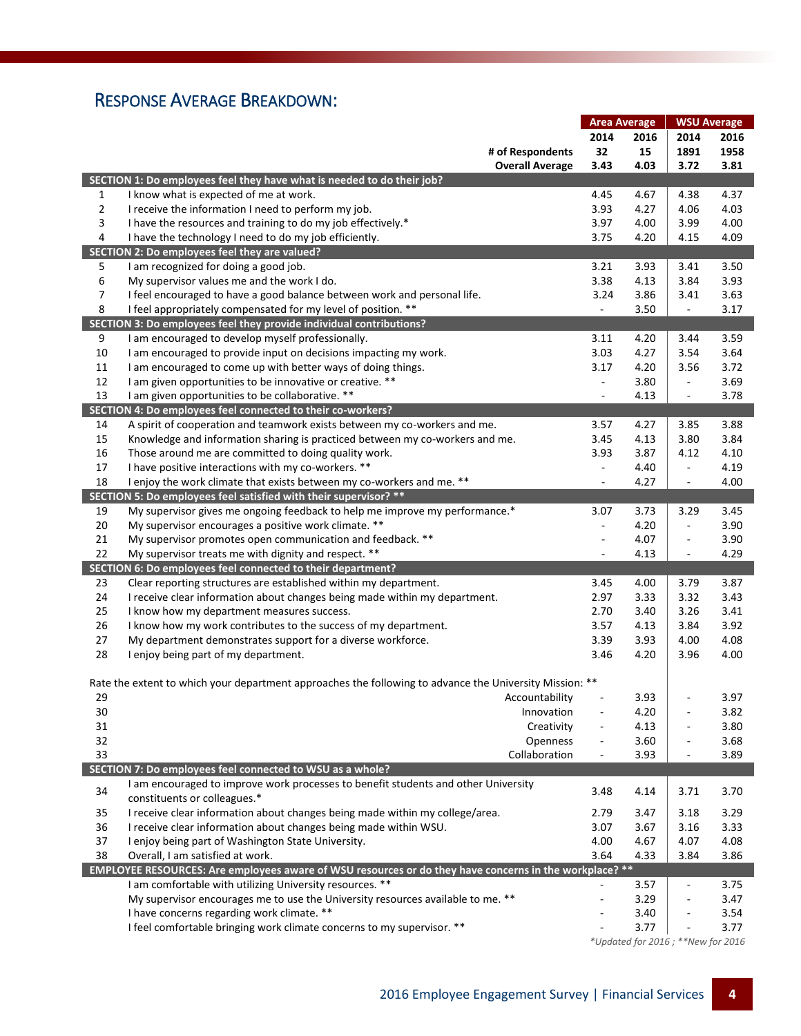## RESPONSE AVERAGE BREAKDOWN:

| | | Area Average | | WSU Average | |
|---|---|---|---|---|---|
| | | 2014 | 2016 | 2014 | 2016 |
| | # of Respondents | 32 | 15 | 1891 | 1958 |
| | Overall Average | 3.43 | 4.03 | 3.72 | 3.81 |
| **SECTION 1: Do employees feel they have what is needed to do their job?** | | | | | |
| 1 | I know what is expected of me at work. | 4.45 | 4.67 | 4.38 | 4.37 |
| 2 | I receive the information I need to perform my job. | 3.93 | 4.27 | 4.06 | 4.03 |
| 3 | I have the resources and training to do my job effectively.* | 3.97 | 4.00 | 3.99 | 4.00 |
| 4 | I have the technology I need to do my job efficiently. | 3.75 | 4.20 | 4.15 | 4.09 |
| **SECTION 2: Do employees feel they are valued?** | | | | | |
| 5 | I am recognized for doing a good job. | 3.21 | 3.93 | 3.41 | 3.50 |
| 6 | My supervisor values me and the work I do. | 3.38 | 4.13 | 3.84 | 3.93 |
| 7 | I feel encouraged to have a good balance between work and personal life. | 3.24 | 3.86 | 3.41 | 3.63 |
| 8 | I feel appropriately compensated for my level of position. ** | - | 3.50 | - | 3.17 |
| **SECTION 3: Do employees feel they provide individual contributions?** | | | | | |
| 9 | I am encouraged to develop myself professionally. | 3.11 | 4.20 | 3.44 | 3.59 |
| 10 | I am encouraged to provide input on decisions impacting my work. | 3.03 | 4.27 | 3.54 | 3.64 |
| 11 | I am encouraged to come up with better ways of doing things. | 3.17 | 4.20 | 3.56 | 3.72 |
| 12 | I am given opportunities to be innovative or creative. ** | - | 3.80 | - | 3.69 |
| 13 | I am given opportunities to be collaborative. ** | - | 4.13 | - | 3.78 |
| **SECTION 4: Do employees feel connected to their co-workers?** | | | | | |
| 14 | A spirit of cooperation and teamwork exists between my co-workers and me. | 3.57 | 4.27 | 3.85 | 3.88 |
| 15 | Knowledge and information sharing is practiced between my co-workers and me. | 3.45 | 4.13 | 3.80 | 3.84 |
| 16 | Those around me are committed to doing quality work. | 3.93 | 3.87 | 4.12 | 4.10 |
| 17 | I have positive interactions with my co-workers. ** | - | 4.40 | - | 4.19 |
| 18 | I enjoy the work climate that exists between my co-workers and me. ** | - | 4.27 | - | 4.00 |
| **SECTION 5: Do employees feel satisfied with their supervisor? \*\*** | | | | | |
| 19 | My supervisor gives me ongoing feedback to help me improve my performance.* | 3.07 | 3.73 | 3.29 | 3.45 |
| 20 | My supervisor encourages a positive work climate. ** | - | 4.20 | - | 3.90 |
| 21 | My supervisor promotes open communication and feedback. ** | - | 4.07 | - | 3.90 |
| 22 | My supervisor treats me with dignity and respect. ** | - | 4.13 | - | 4.29 |
| **SECTION 6: Do employees feel connected to their department?** | | | | | |
| 23 | Clear reporting structures are established within my department. | 3.45 | 4.00 | 3.79 | 3.87 |
| 24 | I receive clear information about changes being made within my department. | 2.97 | 3.33 | 3.32 | 3.43 |
| 25 | I know how my department measures success. | 2.70 | 3.40 | 3.26 | 3.41 |
| 26 | I know how my work contributes to the success of my department. | 3.57 | 4.13 | 3.84 | 3.92 |
| 27 | My department demonstrates support for a diverse workforce. | 3.39 | 3.93 | 4.00 | 4.08 |
| 28 | I enjoy being part of my department. | 3.46 | 4.20 | 3.96 | 4.00 |
| | Rate the extent to which your department approaches the following to advance the University Mission: ** | | | | |
| 29 | Accountability | - | 3.93 | - | 3.97 |
| 30 | Innovation | - | 4.20 | - | 3.82 |
| 31 | Creativity | - | 4.13 | - | 3.80 |
| 32 | Openness | - | 3.60 | - | 3.68 |
| 33 | Collaboration | - | 3.93 | - | 3.89 |
| **SECTION 7: Do employees feel connected to WSU as a whole?** | | | | | |
| 34 | I am encouraged to improve work processes to benefit students and other University constituents or colleagues.* | 3.48 | 4.14 | 3.71 | 3.70 |
| 35 | I receive clear information about changes being made within my college/area. | 2.79 | 3.47 | 3.18 | 3.29 |
| 36 | I receive clear information about changes being made within WSU. | 3.07 | 3.67 | 3.16 | 3.33 |
| 37 | I enjoy being part of Washington State University. | 4.00 | 4.67 | 4.07 | 4.08 |
| 38 | Overall, I am satisfied at work. | 3.64 | 4.33 | 3.84 | 3.86 |
| **EMPLOYEE RESOURCES: Are employees aware of WSU resources or do they have concerns in the workplace? \*\*** | | | | | |
| | I am comfortable with utilizing University resources. ** | - | 3.57 | - | 3.75 |
| | My supervisor encourages me to use the University resources available to me. ** | - | 3.29 | - | 3.47 |
| | I have concerns regarding work climate. ** | - | 3.40 | - | 3.54 |
| | I feel comfortable bringing work climate concerns to my supervisor. ** | - | 3.77 | - | 3.77 |

*\*Updated for 2016 ; \*\*New for 2016*